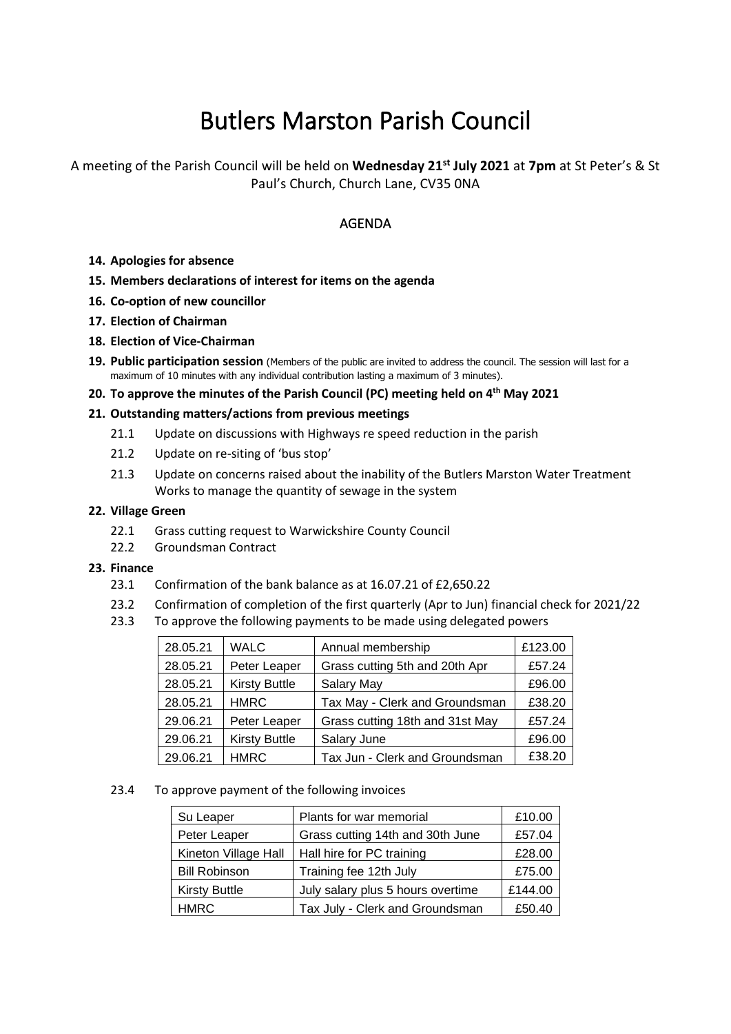# Butlers Marston Parish Council

A meeting of the Parish Council will be held on **Wednesday 21st July 2021** at **7pm** at St Peter's & St Paul's Church, Church Lane, CV35 0NA

## AGENDA

**14. Apologies for absence**

**15. Members declarations of interest for items on the agenda**

**16. Co-option of new councillor**

**17. Election of Chairman**

**18. Election of Vice-Chairman**

**19. Public participation session** (Members of the public are invited to address the council. The session will last for a maximum of 10 minutes with any individual contribution lasting a maximum of 3 minutes).

**20. To approve the minutes of the Parish Council (PC) meeting held on 4th May 2021**

**21. Outstanding matters/actions from previous meetings**

- 21.1 Update on discussions with Highways re speed reduction in the parish
- 21.2 Update on re-siting of 'bus stop'
- 21.3 Update on concerns raised about the inability of the Butlers Marston Water Treatment Works to manage the quantity of sewage in the system

**22. Village Green**

- 22.1 Grass cutting request to Warwickshire County Council
- 22.2 Groundsman Contract

**23. Finance**

- 23.1 Confirmation of the bank balance as at 16.07.21 of £2,650.22
- 23.2 Confirmation of completion of the first quarterly (Apr to Jun) financial check for 2021/22
- 23.3 To approve the following payments to be made using delegated powers

| | | | |
|---|---|---|---|
| 28.05.21 | WALC | Annual membership | £123.00 |
| 28.05.21 | Peter Leaper | Grass cutting 5th and 20th Apr | £57.24 |
| 28.05.21 | Kirsty Buttle | Salary May | £96.00 |
| 28.05.21 | HMRC | Tax May - Clerk and Groundsman | £38.20 |
| 29.06.21 | Peter Leaper | Grass cutting 18th and 31st May | £57.24 |
| 29.06.21 | Kirsty Buttle | Salary June | £96.00 |
| 29.06.21 | HMRC | Tax Jun - Clerk and Groundsman | £38.20 |

- 23.4 To approve payment of the following invoices

| | | |
|---|---|---|
| Su Leaper | Plants for war memorial | £10.00 |
| Peter Leaper | Grass cutting 14th and 30th June | £57.04 |
| Kineton Village Hall | Hall hire for PC training | £28.00 |
| Bill Robinson | Training fee 12th July | £75.00 |
| Kirsty Buttle | July salary plus 5 hours overtime | £144.00 |
| HMRC | Tax July - Clerk and Groundsman | £50.40 |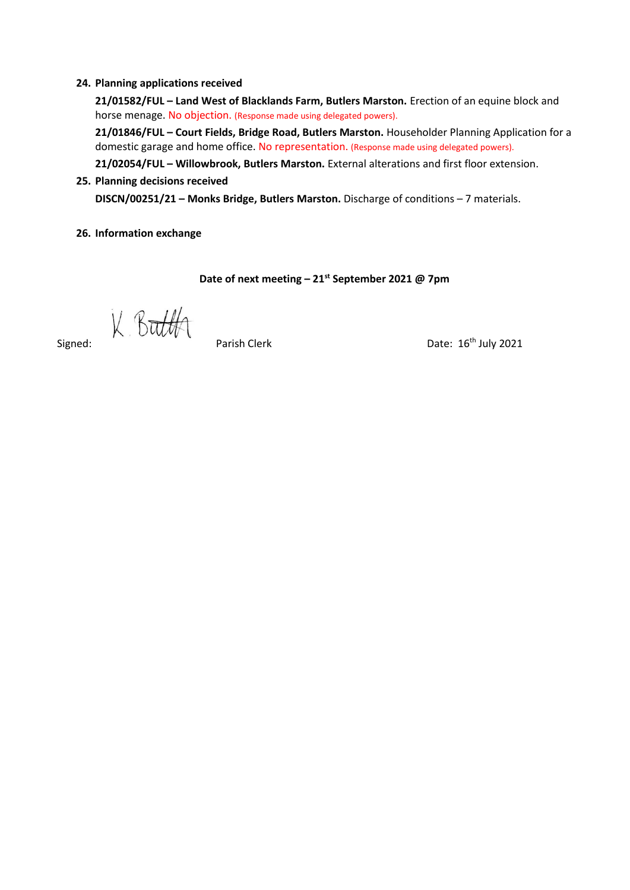24. **Planning applications received**

    **21/01582/FUL – Land West of Blacklands Farm, Butlers Marston.** Erection of an equine block and horse menage. No objection. (Response made using delegated powers).

    **21/01846/FUL – Court Fields, Bridge Road, Butlers Marston.** Householder Planning Application for a domestic garage and home office. No representation. (Response made using delegated powers).

    **21/02054/FUL – Willowbrook, Butlers Marston.** External alterations and first floor extension.

25. **Planning decisions received**

    **DISCN/00251/21 – Monks Bridge, Butlers Marston.** Discharge of conditions – 7 materials.

26. **Information exchange**

**Date of next meeting – 21st September 2021 @ 7pm**

Signed: K. Batth Parish Clerk Date: 16th July 2021